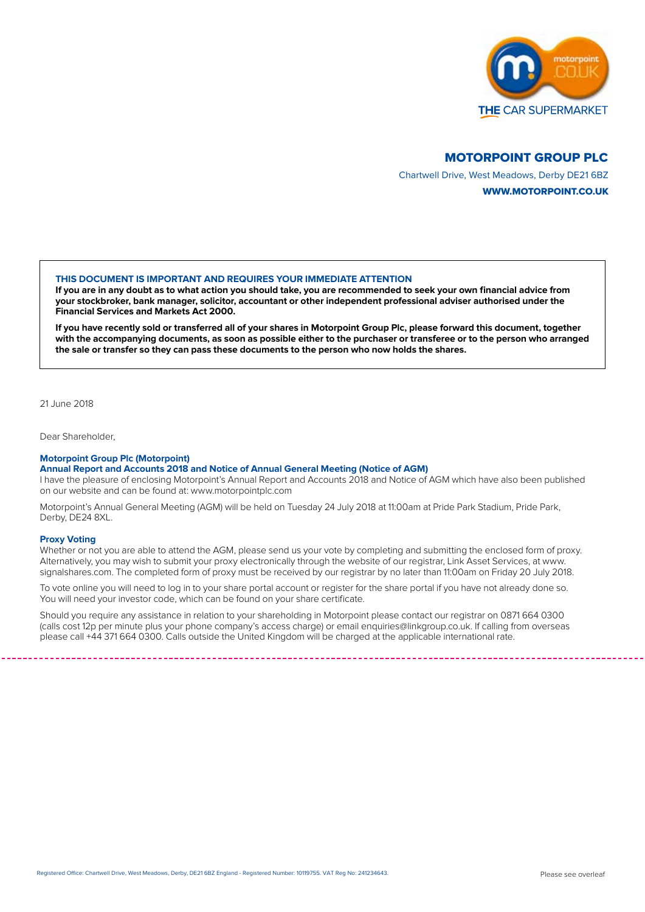motorpoint .CO.UK

THE CAR SUPERMARKET

# MOTORPOINT GROUP PLC

Chartwell Drive, West Meadows, Derby DE21 6BZ

**WWW.MOTORPOINT.CO.UK**

**THIS DOCUMENT IS IMPORTANT AND REQUIRES YOUR IMMEDIATE ATTENTION**

**If you are in any doubt as to what action you should take, you are recommended to seek your own financial advice from your stockbroker, bank manager, solicitor, accountant or other independent professional adviser authorised under the Financial Services and Markets Act 2000.**

**If you have recently sold or transferred all of your shares in Motorpoint Group Plc, please forward this document, together with the accompanying documents, as soon as possible either to the purchaser or transferee or to the person who arranged the sale or transfer so they can pass these documents to the person who now holds the shares.**

21 June 2018

Dear Shareholder,

**Motorpoint Group Plc (Motorpoint)**
**Annual Report and Accounts 2018 and Notice of Annual General Meeting (Notice of AGM)**

I have the pleasure of enclosing Motorpoint's Annual Report and Accounts 2018 and Notice of AGM which have also been published on our website and can be found at: www.motorpointplc.com

Motorpoint's Annual General Meeting (AGM) will be held on Tuesday 24 July 2018 at 11:00am at Pride Park Stadium, Pride Park, Derby, DE24 8XL.

**Proxy Voting**

Whether or not you are able to attend the AGM, please send us your vote by completing and submitting the enclosed form of proxy. Alternatively, you may wish to submit your proxy electronically through the website of our registrar, Link Asset Services, at www.signalshares.com. The completed form of proxy must be received by our registrar by no later than 11:00am on Friday 20 July 2018.

To vote online you will need to log in to your share portal account or register for the share portal if you have not already done so. You will need your investor code, which can be found on your share certificate.

Should you require any assistance in relation to your shareholding in Motorpoint please contact our registrar on 0871 664 0300 (calls cost 12p per minute plus your phone company's access charge) or email enquiries@linkgroup.co.uk. If calling from overseas please call +44 371 664 0300. Calls outside the United Kingdom will be charged at the applicable international rate.

Registered Office: Chartwell Drive, West Meadows, Derby, DE21 6BZ England - Registered Number: 10119755. VAT Reg No: 241234643.

Please see overleaf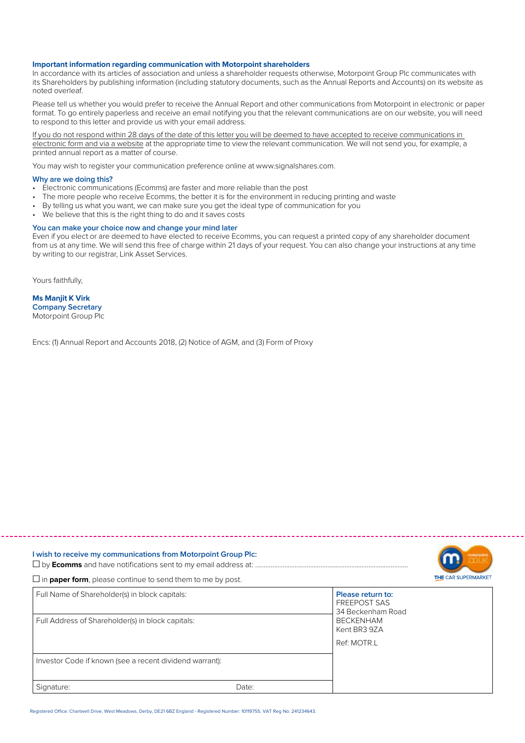**Important information regarding communication with Motorpoint shareholders**

In accordance with its articles of association and unless a shareholder requests otherwise, Motorpoint Group Plc communicates with its Shareholders by publishing information (including statutory documents, such as the Annual Reports and Accounts) on its website as noted overleaf.

Please tell us whether you would prefer to receive the Annual Report and other communications from Motorpoint in electronic or paper format. To go entirely paperless and receive an email notifying you that the relevant communications are on our website, you will need to respond to this letter and provide us with your email address.

<u>If you do not respond within 28 days of the date of this letter you will be deemed to have accepted to receive communications in electronic form and via a website</u> at the appropriate time to view the relevant communication. We will not send you, for example, a printed annual report as a matter of course.

You may wish to register your communication preference online at www.signalshares.com.

**Why are we doing this?**

- Electronic communications (Ecomms) are faster and more reliable than the post
- The more people who receive Ecomms, the better it is for the environment in reducing printing and waste
- By telling us what you want, we can make sure you get the ideal type of communication for you
- We believe that this is the right thing to do and it saves costs

**You can make your choice now and change your mind later**

Even if you elect or are deemed to have elected to receive Ecomms, you can request a printed copy of any shareholder document from us at any time. We will send this free of charge within 21 days of your request. You can also change your instructions at any time by writing to our registrar, Link Asset Services.

Yours faithfully,

**Ms Manjit K Virk**
**Company Secretary**
Motorpoint Group Plc

Encs: (1) Annual Report and Accounts 2018, (2) Notice of AGM, and (3) Form of Proxy

---

**I wish to receive my communications from Motorpoint Group Plc:**

☐ by **Ecomms** and have notifications sent to my email address at: ........................................................................................

☐ in **paper form**, please continue to send them to me by post.

THE CAR SUPERMARKET

| | |
|---|---|
| Full Name of Shareholder(s) in block capitals: | **Please return to:**<br>FREEPOST SAS<br>34 Beckenham Road<br>BECKENHAM<br>Kent BR3 9ZA<br><br>Ref: MOTR.L |
| Full Address of Shareholder(s) in block capitals: | |
| Investor Code if known (see a recent dividend warrant): | |
| Signature: Date: | |

Registered Office: Chartwell Drive, West Meadows, Derby, DE21 6BZ England - Registered Number: 10119755. VAT Reg No: 241234643.